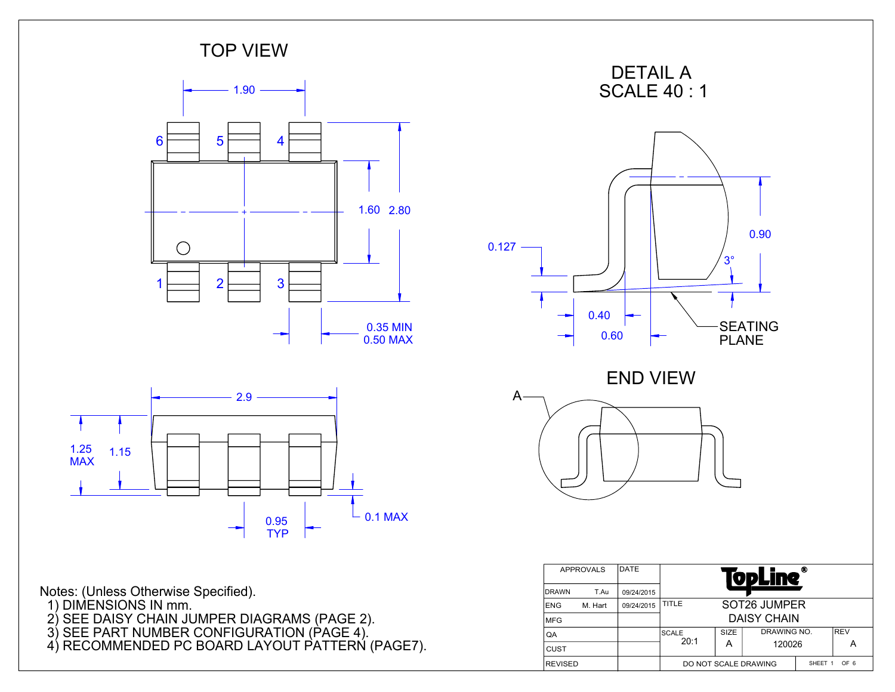## TOP VIEW

1.90

6 5 4

1 2 3

1.60 2.80

0.35 MIN
0.50 MAX

2.9

1.25 MAX 1.15

0.95 TYP

0.1 MAX

## DETAIL A
## SCALE 40 : 1

0.127

0.90

3°

0.40

0.60

SEATING PLANE

## END VIEW

A

Notes: (Unless Otherwise Specified).

1) DIMENSIONS IN mm.
2) SEE DAISY CHAIN JUMPER DIAGRAMS (PAGE 2).
3) SEE PART NUMBER CONFIGURATION (PAGE 4).
4) RECOMMENDED PC BOARD LAYOUT PATTERN (PAGE7).

| APPROVALS | | DATE | TopLine® | | | |
|---|---|---|---|---|---|---|
| DRAWN | T.Au | 09/24/2015 | | | | |
| ENG | M. Hart | 09/24/2015 | TITLE | SOT26 JUMPER DAISY CHAIN | | |
| MFG | | | | | | |
| QA | | | SCALE 20:1 | SIZE A | DRAWING NO. 120026 | REV A |
| CUST | | | | | | |
| REVISED | | | DO NOT SCALE DRAWING | | SHEET 1 OF 6 | |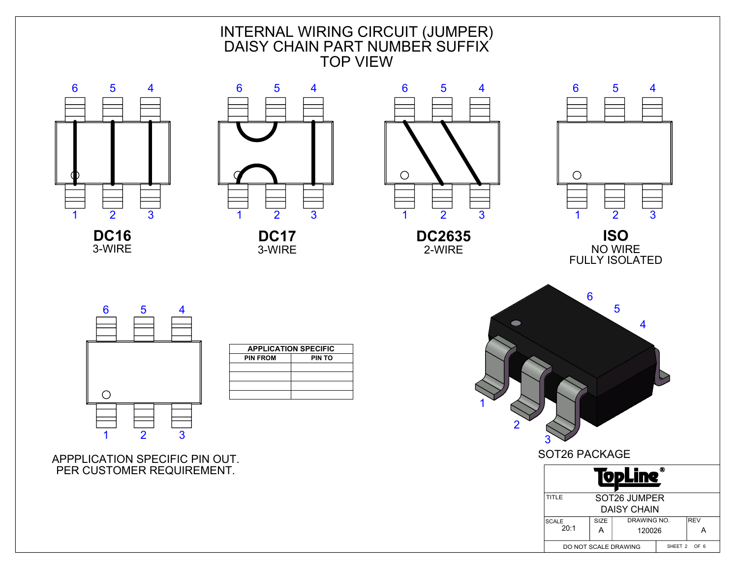# INTERNAL WIRING CIRCUIT (JUMPER) DAISY CHAIN PART NUMBER SUFFIX TOP VIEW

**DC16**
3-WIRE

**DC17**
3-WIRE

**DC2635**
2-WIRE

**ISO**
NO WIRE
FULLY ISOLATED

| APPLICATION SPECIFIC | |
|---|---|
| PIN FROM | PIN TO |
| | |
| | |
| | |
| | |

APPPLICATION SPECIFIC PIN OUT.
PER CUSTOMER REQUIREMENT.

SOT26 PACKAGE

| TopLine® | | | |
|---|---|---|---|
| TITLE: SOT26 JUMPER DAISY CHAIN | | | |
| SCALE 20:1 | SIZE A | DRAWING NO. 120026 | REV A |
| DO NOT SCALE DRAWING | | | |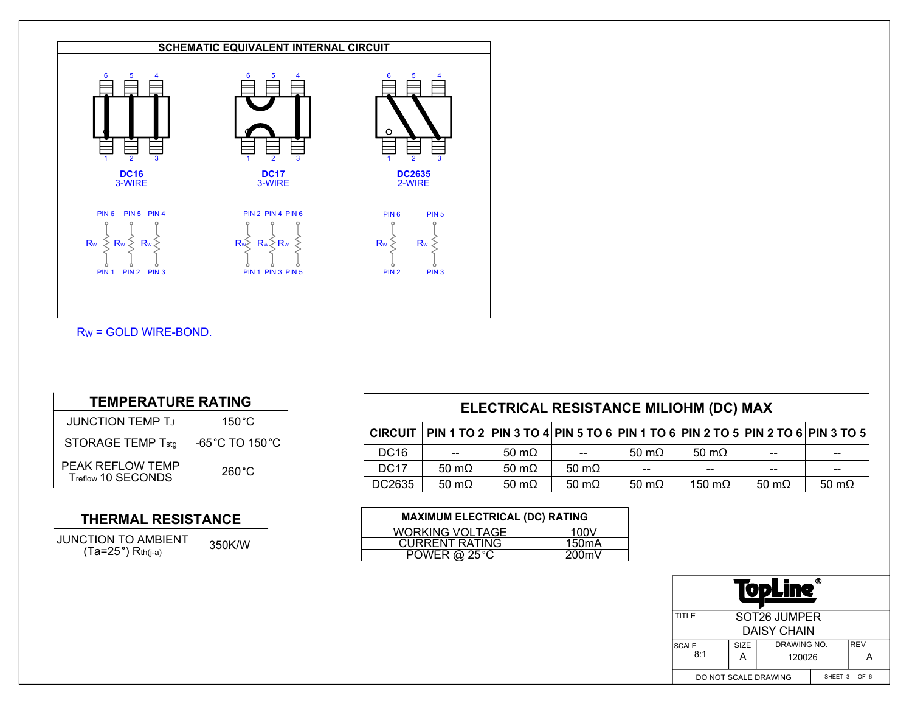## SCHEMATIC EQUIVALENT INTERNAL CIRCUIT

**DC16**
3-WIRE

PIN 6 — $R_W$ — PIN 1
PIN 5 — $R_W$ — PIN 2
PIN 4 — $R_W$ — PIN 3

**DC17**
3-WIRE

PIN 2 — $R_W$ — PIN 1
PIN 4 — $R_W$ — PIN 3
PIN 6 — $R_W$ — PIN 5

**DC2635**
2-WIRE

PIN 6 — $R_W$ — PIN 2
PIN 5 — $R_W$ — PIN 3

$R_W$ = GOLD WIRE-BOND.

| TEMPERATURE RATING | |
|---|---|
| JUNCTION TEMP $T_J$ | 150°C |
| STORAGE TEMP $T_{stg}$ | -65°C TO 150°C |
| PEAK REFLOW TEMP $T_{reflow}$ 10 SECONDS | 260°C |

| THERMAL RESISTANCE | |
|---|---|
| JUNCTION TO AMBIENT (Ta=25°) $R_{th(j-a)}$ | 350K/W |

**ELECTRICAL RESISTANCE MILIOHM (DC) MAX**

| CIRCUIT | PIN 1 TO 2 | PIN 3 TO 4 | PIN 5 TO 6 | PIN 1 TO 6 | PIN 2 TO 5 | PIN 2 TO 6 | PIN 3 TO 5 |
|---|---|---|---|---|---|---|---|
| DC16 | -- | 50 mΩ | -- | 50 mΩ | 50 mΩ | -- | -- |
| DC17 | 50 mΩ | 50 mΩ | 50 mΩ | -- | -- | -- | -- |
| DC2635 | 50 mΩ | 50 mΩ | 50 mΩ | 50 mΩ | 150 mΩ | 50 mΩ | 50 mΩ |

| MAXIMUM ELECTRICAL (DC) RATING | |
|---|---|
| WORKING VOLTAGE | 100V |
| CURRENT RATING | 150mA |
| POWER @ 25°C | 200mV |

| TopLine® | | | |
|---|---|---|---|
| TITLE | SOT26 JUMPER DAISY CHAIN | | |
| SCALE 8:1 | SIZE A | DRAWING NO. 120026 | REV A |
| DO NOT SCALE DRAWING | | SHEET 3 OF 6 | |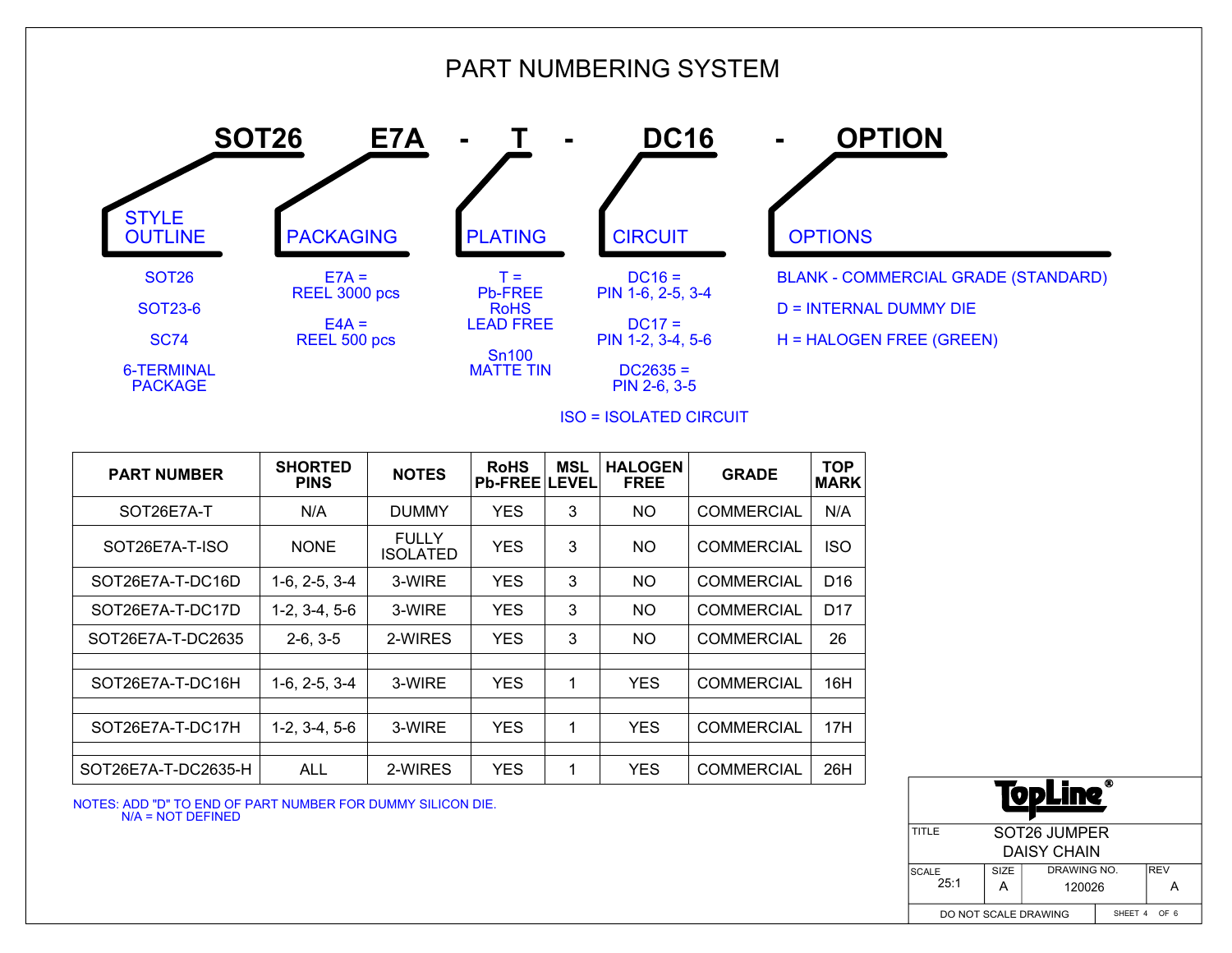# PART NUMBERING SYSTEM

**SOT26 E7A - T - DC16 - OPTION**

**STYLE OUTLINE**
- SOT26
- SOT23-6
- SC74
- 6-TERMINAL PACKAGE

**PACKAGING**
- E7A = REEL 3000 pcs
- E4A = REEL 500 pcs

**PLATING**
- T = Pb-FREE RoHS LEAD FREE
- Sn100 MATTE TIN

**CIRCUIT**
- DC16 = PIN 1-6, 2-5, 3-4
- DC17 = PIN 1-2, 3-4, 5-6
- DC2635 = PIN 2-6, 3-5
- ISO = ISOLATED CIRCUIT

**OPTIONS**
- BLANK - COMMERCIAL GRADE (STANDARD)
- D = INTERNAL DUMMY DIE
- H = HALOGEN FREE (GREEN)

| PART NUMBER | SHORTED PINS | NOTES | RoHS Pb-FREE | MSL LEVEL | HALOGEN FREE | GRADE | TOP MARK |
|---|---|---|---|---|---|---|---|
| SOT26E7A-T | N/A | DUMMY | YES | 3 | NO | COMMERCIAL | N/A |
| SOT26E7A-T-ISO | NONE | FULLY ISOLATED | YES | 3 | NO | COMMERCIAL | ISO |
| SOT26E7A-T-DC16D | 1-6, 2-5, 3-4 | 3-WIRE | YES | 3 | NO | COMMERCIAL | D16 |
| SOT26E7A-T-DC17D | 1-2, 3-4, 5-6 | 3-WIRE | YES | 3 | NO | COMMERCIAL | D17 |
| SOT26E7A-T-DC2635 | 2-6, 3-5 | 2-WIRES | YES | 3 | NO | COMMERCIAL | 26 |
| | | | | | | | |
| SOT26E7A-T-DC16H | 1-6, 2-5, 3-4 | 3-WIRE | YES | 1 | YES | COMMERCIAL | 16H |
| | | | | | | | |
| SOT26E7A-T-DC17H | 1-2, 3-4, 5-6 | 3-WIRE | YES | 1 | YES | COMMERCIAL | 17H |
| | | | | | | | |
| SOT26E7A-T-DC2635-H | ALL | 2-WIRES | YES | 1 | YES | COMMERCIAL | 26H |

NOTES: ADD "D" TO END OF PART NUMBER FOR DUMMY SILICON DIE.
N/A = NOT DEFINED

| TopLine® | | | |
|---|---|---|---|
| TITLE | SOT26 JUMPER DAISY CHAIN | | |
| SCALE 25:1 | SIZE A | DRAWING NO. 120026 | REV A |
| DO NOT SCALE DRAWING | | SHEET 4 OF 6 | |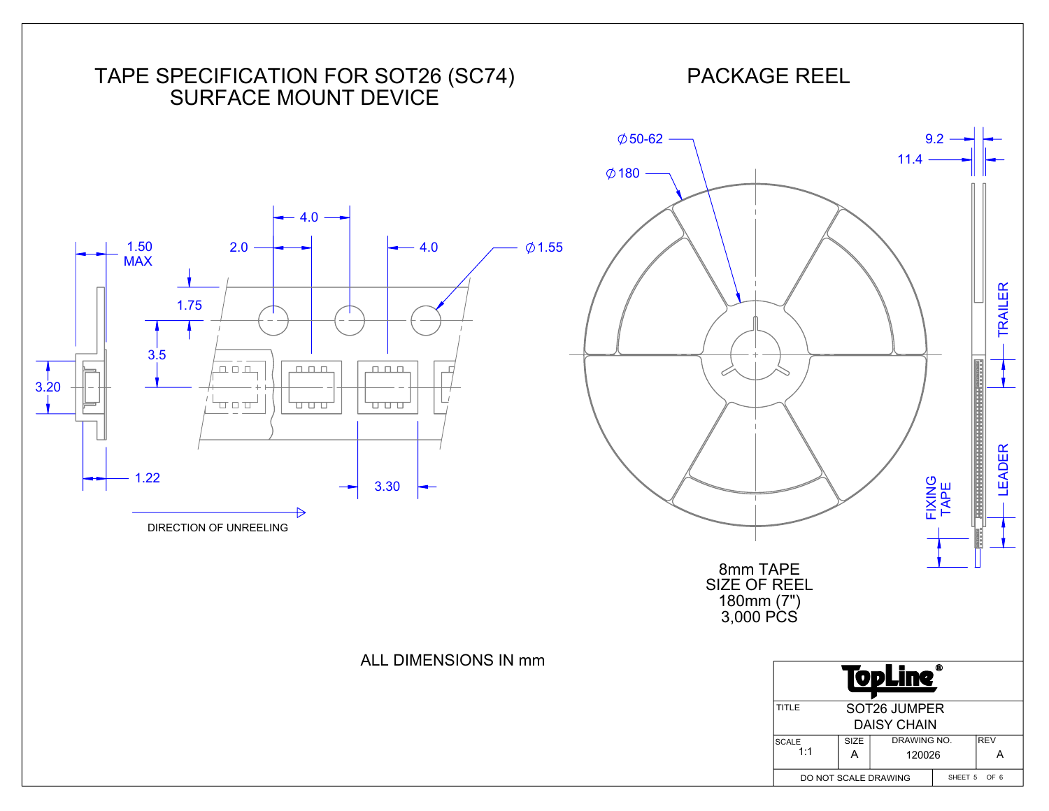# TAPE SPECIFICATION FOR SOT26 (SC74) SURFACE MOUNT DEVICE

1.50 MAX

4.0

2.0

4.0

∅1.55

1.75

3.5

3.20

1.22

3.30

DIRECTION OF UNREELING

# PACKAGE REEL

∅50-62

∅180

9.2

11.4

TRAILER

LEADER

FIXING TAPE

8mm TAPE
SIZE OF REEL
180mm (7")
3,000 PCS

ALL DIMENSIONS IN mm

| TopLine® | | | |
|---|---|---|---|
| TITLE | SOT26 JUMPER DAISY CHAIN | | |
| SCALE 1:1 | SIZE A | DRAWING NO. 120026 | REV A |
| DO NOT SCALE DRAWING | | SHEET 5 OF 6 | |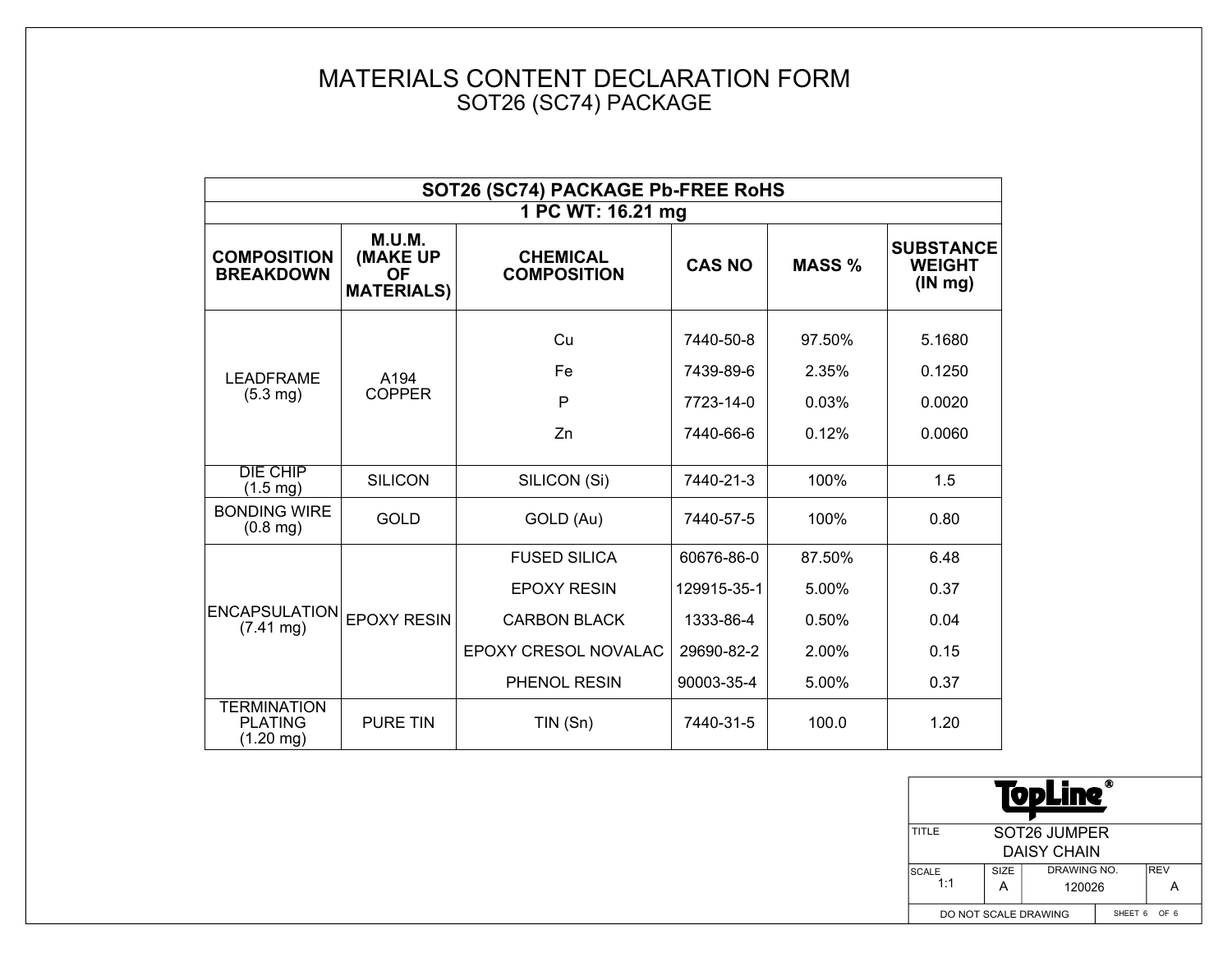# MATERIALS CONTENT DECLARATION FORM

## SOT26 (SC74) PACKAGE

| SOT26 (SC74) PACKAGE Pb-FREE RoHS | | | | | |
|---|---|---|---|---|---|
| 1 PC WT: 16.21 mg | | | | | |
| **COMPOSITION BREAKDOWN** | **M.U.M. (MAKE UP OF MATERIALS)** | **CHEMICAL COMPOSITION** | **CAS NO** | **MASS %** | **SUBSTANCE WEIGHT (IN mg)** |
| LEADFRAME (5.3 mg) | A194 COPPER | Cu | 7440-50-8 | 97.50% | 5.1680 |
| | | Fe | 7439-89-6 | 2.35% | 0.1250 |
| | | P | 7723-14-0 | 0.03% | 0.0020 |
| | | Zn | 7440-66-6 | 0.12% | 0.0060 |
| DIE CHIP (1.5 mg) | SILICON | SILICON (Si) | 7440-21-3 | 100% | 1.5 |
| BONDING WIRE (0.8 mg) | GOLD | GOLD (Au) | 7440-57-5 | 100% | 0.80 |
| ENCAPSULATION (7.41 mg) | EPOXY RESIN | FUSED SILICA | 60676-86-0 | 87.50% | 6.48 |
| | | EPOXY RESIN | 129915-35-1 | 5.00% | 0.37 |
| | | CARBON BLACK | 1333-86-4 | 0.50% | 0.04 |
| | | EPOXY CRESOL NOVALAC | 29690-82-2 | 2.00% | 0.15 |
| | | PHENOL RESIN | 90003-35-4 | 5.00% | 0.37 |
| TERMINATION PLATING (1.20 mg) | PURE TIN | TIN (Sn) | 7440-31-5 | 100.0 | 1.20 |

TopLine®

| | | | |
|---|---|---|---|
| TITLE | SOT26 JUMPER DAISY CHAIN | | |
| SCALE 1:1 | SIZE A | DRAWING NO. 120026 | REV A |
| DO NOT SCALE DRAWING | | SHEET 6 OF 6 | |